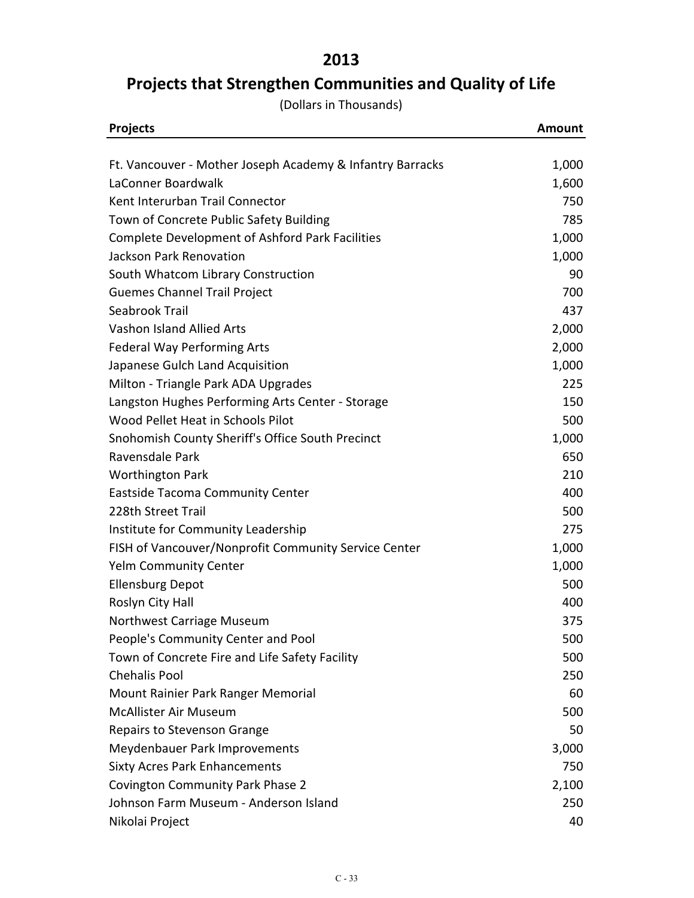# 2013

## Projects that Strengthen Communities and Quality of Life

(Dollars in Thousands)

| Projects | Amount |
|---|---|
| Ft. Vancouver - Mother Joseph Academy & Infantry Barracks | 1,000 |
| LaConner Boardwalk | 1,600 |
| Kent Interurban Trail Connector | 750 |
| Town of Concrete Public Safety Building | 785 |
| Complete Development of Ashford Park Facilities | 1,000 |
| Jackson Park Renovation | 1,000 |
| South Whatcom Library Construction | 90 |
| Guemes Channel Trail Project | 700 |
| Seabrook Trail | 437 |
| Vashon Island Allied Arts | 2,000 |
| Federal Way Performing Arts | 2,000 |
| Japanese Gulch Land Acquisition | 1,000 |
| Milton - Triangle Park ADA Upgrades | 225 |
| Langston Hughes Performing Arts Center - Storage | 150 |
| Wood Pellet Heat in Schools Pilot | 500 |
| Snohomish County Sheriff's Office South Precinct | 1,000 |
| Ravensdale Park | 650 |
| Worthington Park | 210 |
| Eastside Tacoma Community Center | 400 |
| 228th Street Trail | 500 |
| Institute for Community Leadership | 275 |
| FISH of Vancouver/Nonprofit Community Service Center | 1,000 |
| Yelm Community Center | 1,000 |
| Ellensburg Depot | 500 |
| Roslyn City Hall | 400 |
| Northwest Carriage Museum | 375 |
| People's Community Center and Pool | 500 |
| Town of Concrete Fire and Life Safety Facility | 500 |
| Chehalis Pool | 250 |
| Mount Rainier Park Ranger Memorial | 60 |
| McAllister Air Museum | 500 |
| Repairs to Stevenson Grange | 50 |
| Meydenbauer Park Improvements | 3,000 |
| Sixty Acres Park Enhancements | 750 |
| Covington Community Park Phase 2 | 2,100 |
| Johnson Farm Museum - Anderson Island | 250 |
| Nikolai Project | 40 |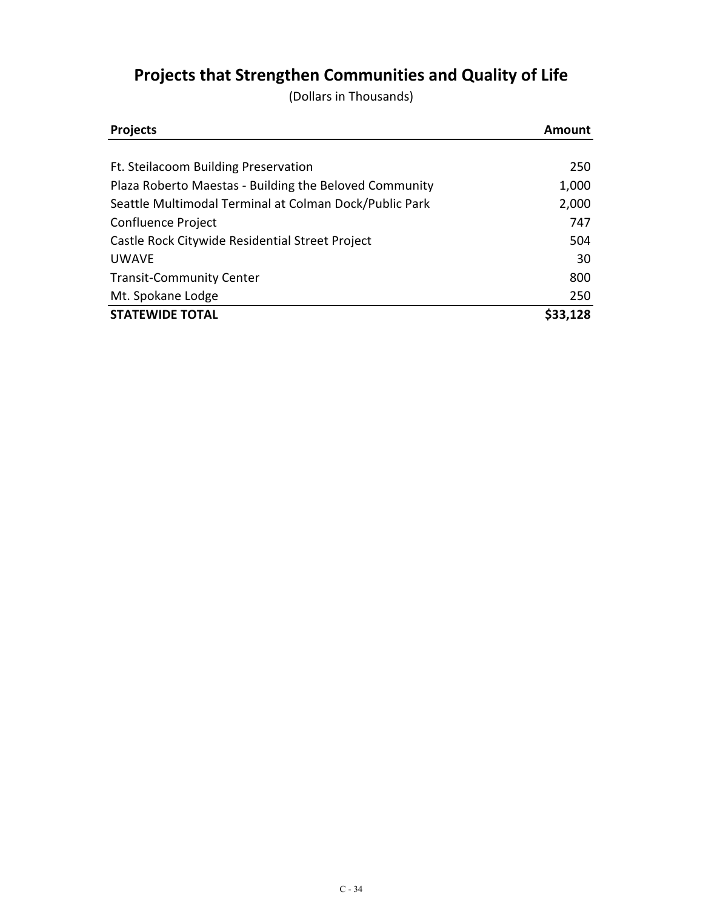# Projects that Strengthen Communities and Quality of Life

(Dollars in Thousands)

| Projects | Amount |
| --- | --- |
| Ft. Steilacoom Building Preservation | 250 |
| Plaza Roberto Maestas - Building the Beloved Community | 1,000 |
| Seattle Multimodal Terminal at Colman Dock/Public Park | 2,000 |
| Confluence Project | 747 |
| Castle Rock Citywide Residential Street Project | 504 |
| UWAVE | 30 |
| Transit-Community Center | 800 |
| Mt. Spokane Lodge | 250 |
| **STATEWIDE TOTAL** | **$33,128** |